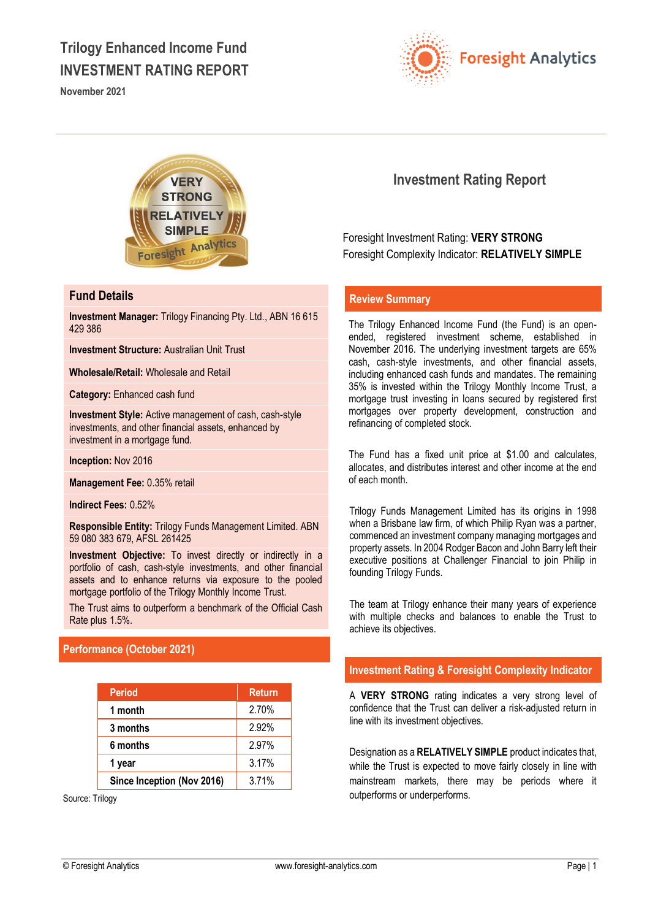# Trilogy Enhanced Income Fund
# INVESTMENT RATING REPORT

November 2021

Foresight Analytics

## Fund Details

**Investment Manager:** Trilogy Financing Pty. Ltd., ABN 16 615 429 386

**Investment Structure:** Australian Unit Trust

**Wholesale/Retail:** Wholesale and Retail

**Category:** Enhanced cash fund

**Investment Style:** Active management of cash, cash-style investments, and other financial assets, enhanced by investment in a mortgage fund.

**Inception:** Nov 2016

**Management Fee:** 0.35% retail

**Indirect Fees:** 0.52%

**Responsible Entity:** Trilogy Funds Management Limited. ABN 59 080 383 679, AFSL 261425

**Investment Objective:** To invest directly or indirectly in a portfolio of cash, cash-style investments, and other financial assets and to enhance returns via exposure to the pooled mortgage portfolio of the Trilogy Monthly Income Trust.

The Trust aims to outperform a benchmark of the Official Cash Rate plus 1.5%.

## Performance (October 2021)

| Period | Return |
|---|---|
| 1 month | 2.70% |
| 3 months | 2.92% |
| 6 months | 2.97% |
| 1 year | 3.17% |
| Since Inception (Nov 2016) | 3.71% |

Source: Trilogy

## Investment Rating Report

Foresight Investment Rating: **VERY STRONG**
Foresight Complexity Indicator: **RELATIVELY SIMPLE**

## Review Summary

The Trilogy Enhanced Income Fund (the Fund) is an open-ended, registered investment scheme, established in November 2016. The underlying investment targets are 65% cash, cash-style investments, and other financial assets, including enhanced cash funds and mandates. The remaining 35% is invested within the Trilogy Monthly Income Trust, a mortgage trust investing in loans secured by registered first mortgages over property development, construction and refinancing of completed stock.

The Fund has a fixed unit price at $1.00 and calculates, allocates, and distributes interest and other income at the end of each month.

Trilogy Funds Management Limited has its origins in 1998 when a Brisbane law firm, of which Philip Ryan was a partner, commenced an investment company managing mortgages and property assets. In 2004 Rodger Bacon and John Barry left their executive positions at Challenger Financial to join Philip in founding Trilogy Funds.

The team at Trilogy enhance their many years of experience with multiple checks and balances to enable the Trust to achieve its objectives.

## Investment Rating & Foresight Complexity Indicator

A **VERY STRONG** rating indicates a very strong level of confidence that the Trust can deliver a risk-adjusted return in line with its investment objectives.

Designation as a **RELATIVELY SIMPLE** product indicates that, while the Trust is expected to move fairly closely in line with mainstream markets, there may be periods where it outperforms or underperforms.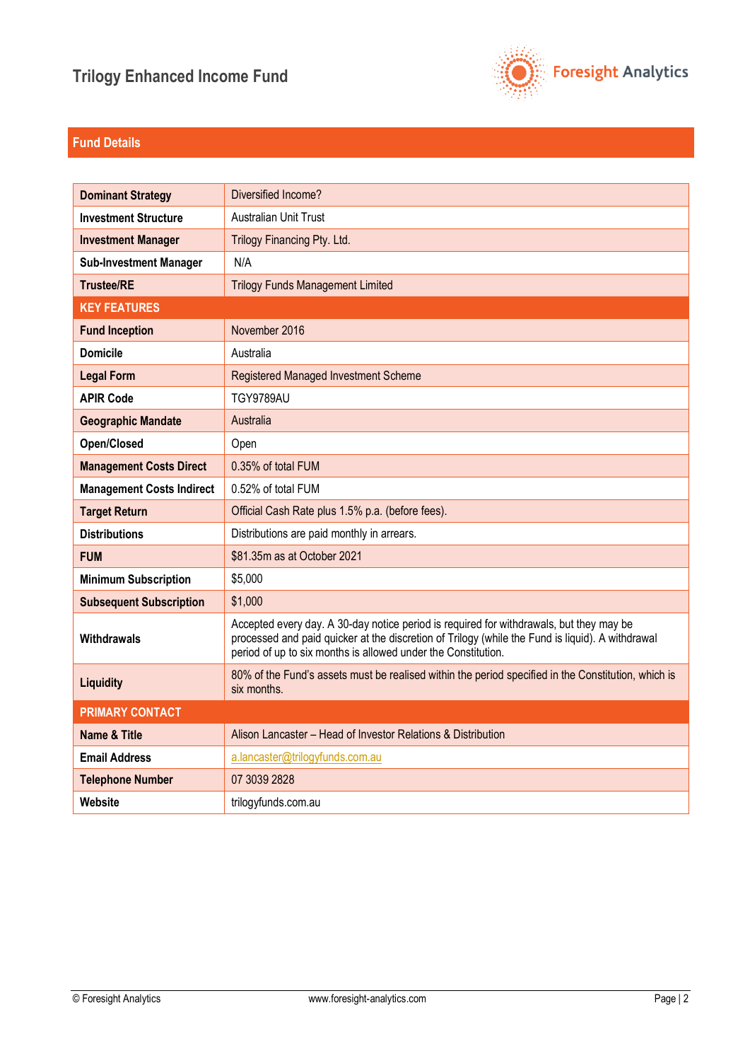## Fund Details

| | |
|---|---|
| **Dominant Strategy** | Diversified Income? |
| **Investment Structure** | Australian Unit Trust |
| **Investment Manager** | Trilogy Financing Pty. Ltd. |
| **Sub-Investment Manager** | N/A |
| **Trustee/RE** | Trilogy Funds Management Limited |
| **KEY FEATURES** | |
| **Fund Inception** | November 2016 |
| **Domicile** | Australia |
| **Legal Form** | Registered Managed Investment Scheme |
| **APIR Code** | TGY9789AU |
| **Geographic Mandate** | Australia |
| **Open/Closed** | Open |
| **Management Costs Direct** | 0.35% of total FUM |
| **Management Costs Indirect** | 0.52% of total FUM |
| **Target Return** | Official Cash Rate plus 1.5% p.a. (before fees). |
| **Distributions** | Distributions are paid monthly in arrears. |
| **FUM** | $81.35m as at October 2021 |
| **Minimum Subscription** | $5,000 |
| **Subsequent Subscription** | $1,000 |
| **Withdrawals** | Accepted every day. A 30-day notice period is required for withdrawals, but they may be processed and paid quicker at the discretion of Trilogy (while the Fund is liquid). A withdrawal period of up to six months is allowed under the Constitution. |
| **Liquidity** | 80% of the Fund's assets must be realised within the period specified in the Constitution, which is six months. |
| **PRIMARY CONTACT** | |
| **Name & Title** | Alison Lancaster – Head of Investor Relations & Distribution |
| **Email Address** | a.lancaster@trilogyfunds.com.au |
| **Telephone Number** | 07 3039 2828 |
| **Website** | trilogyfunds.com.au |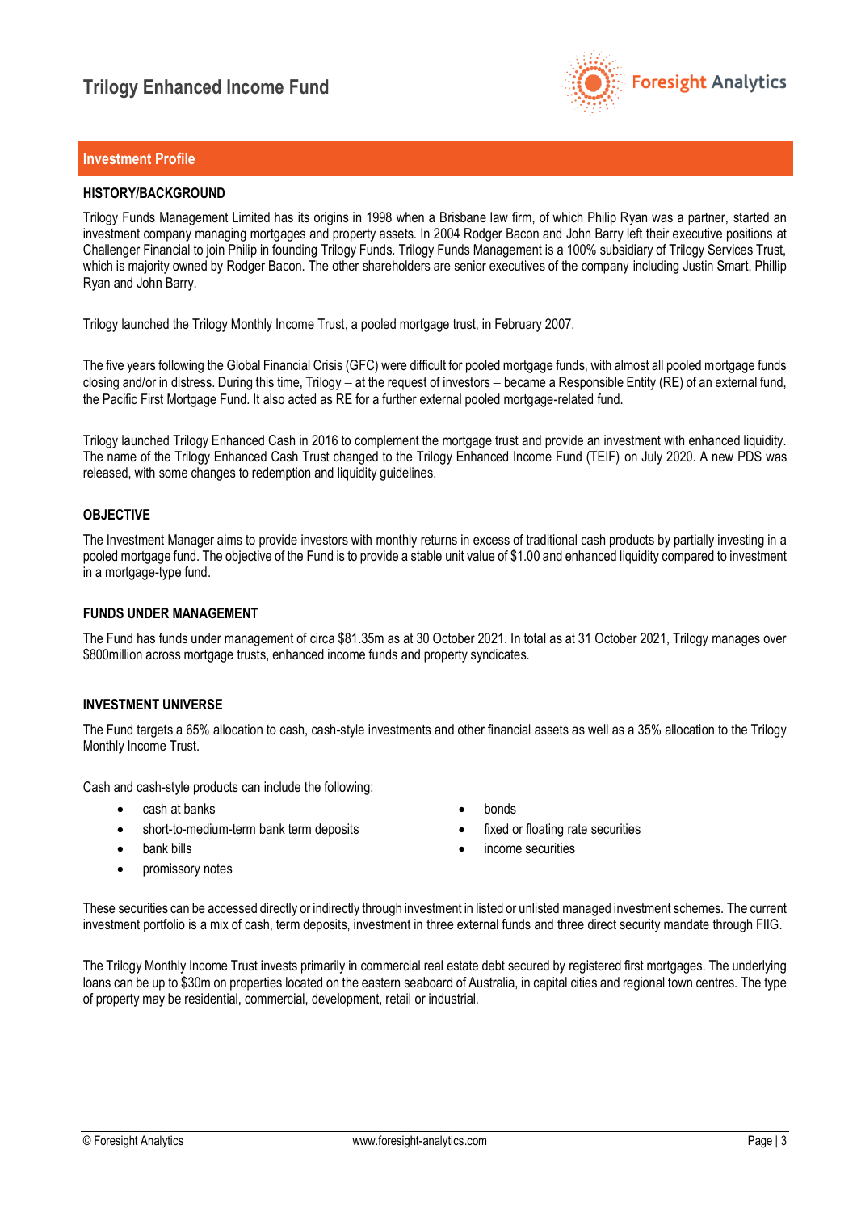## Investment Profile

### HISTORY/BACKGROUND

Trilogy Funds Management Limited has its origins in 1998 when a Brisbane law firm, of which Philip Ryan was a partner, started an investment company managing mortgages and property assets. In 2004 Rodger Bacon and John Barry left their executive positions at Challenger Financial to join Philip in founding Trilogy Funds. Trilogy Funds Management is a 100% subsidiary of Trilogy Services Trust, which is majority owned by Rodger Bacon. The other shareholders are senior executives of the company including Justin Smart, Phillip Ryan and John Barry.

Trilogy launched the Trilogy Monthly Income Trust, a pooled mortgage trust, in February 2007.

The five years following the Global Financial Crisis (GFC) were difficult for pooled mortgage funds, with almost all pooled mortgage funds closing and/or in distress. During this time, Trilogy – at the request of investors – became a Responsible Entity (RE) of an external fund, the Pacific First Mortgage Fund. It also acted as RE for a further external pooled mortgage-related fund.

Trilogy launched Trilogy Enhanced Cash in 2016 to complement the mortgage trust and provide an investment with enhanced liquidity. The name of the Trilogy Enhanced Cash Trust changed to the Trilogy Enhanced Income Fund (TEIF) on July 2020. A new PDS was released, with some changes to redemption and liquidity guidelines.

### OBJECTIVE

The Investment Manager aims to provide investors with monthly returns in excess of traditional cash products by partially investing in a pooled mortgage fund. The objective of the Fund is to provide a stable unit value of $1.00 and enhanced liquidity compared to investment in a mortgage-type fund.

### FUNDS UNDER MANAGEMENT

The Fund has funds under management of circa $81.35m as at 30 October 2021. In total as at 31 October 2021, Trilogy manages over $800million across mortgage trusts, enhanced income funds and property syndicates.

### INVESTMENT UNIVERSE

The Fund targets a 65% allocation to cash, cash-style investments and other financial assets as well as a 35% allocation to the Trilogy Monthly Income Trust.

Cash and cash-style products can include the following:

- cash at banks
- short-to-medium-term bank term deposits
- bank bills
- promissory notes
- bonds
- fixed or floating rate securities
- income securities

These securities can be accessed directly or indirectly through investment in listed or unlisted managed investment schemes. The current investment portfolio is a mix of cash, term deposits, investment in three external funds and three direct security mandate through FIIG.

The Trilogy Monthly Income Trust invests primarily in commercial real estate debt secured by registered first mortgages. The underlying loans can be up to $30m on properties located on the eastern seaboard of Australia, in capital cities and regional town centres. The type of property may be residential, commercial, development, retail or industrial.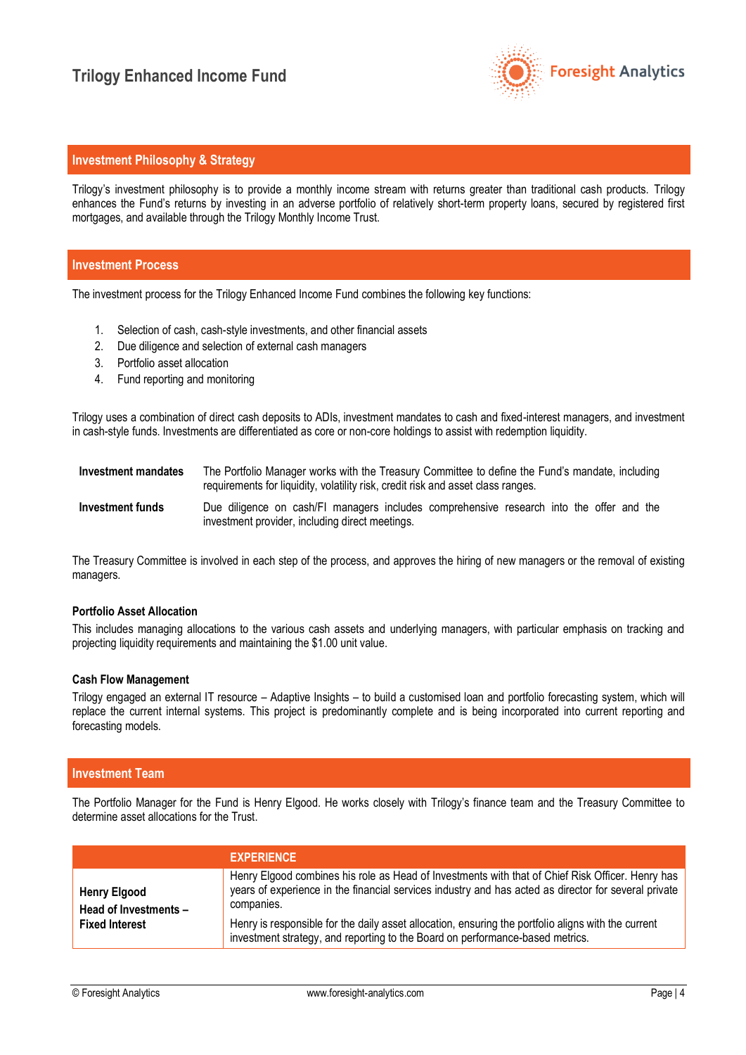## Investment Philosophy & Strategy

Trilogy's investment philosophy is to provide a monthly income stream with returns greater than traditional cash products. Trilogy enhances the Fund's returns by investing in an adverse portfolio of relatively short-term property loans, secured by registered first mortgages, and available through the Trilogy Monthly Income Trust.

## Investment Process

The investment process for the Trilogy Enhanced Income Fund combines the following key functions:

1. Selection of cash, cash-style investments, and other financial assets
2. Due diligence and selection of external cash managers
3. Portfolio asset allocation
4. Fund reporting and monitoring

Trilogy uses a combination of direct cash deposits to ADIs, investment mandates to cash and fixed-interest managers, and investment in cash-style funds. Investments are differentiated as core or non-core holdings to assist with redemption liquidity.

| | |
|---|---|
| **Investment mandates** | The Portfolio Manager works with the Treasury Committee to define the Fund's mandate, including requirements for liquidity, volatility risk, credit risk and asset class ranges. |
| **Investment funds** | Due diligence on cash/FI managers includes comprehensive research into the offer and the investment provider, including direct meetings. |

The Treasury Committee is involved in each step of the process, and approves the hiring of new managers or the removal of existing managers.

### Portfolio Asset Allocation

This includes managing allocations to the various cash assets and underlying managers, with particular emphasis on tracking and projecting liquidity requirements and maintaining the $1.00 unit value.

### Cash Flow Management

Trilogy engaged an external IT resource – Adaptive Insights – to build a customised loan and portfolio forecasting system, which will replace the current internal systems. This project is predominantly complete and is being incorporated into current reporting and forecasting models.

## Investment Team

The Portfolio Manager for the Fund is Henry Elgood. He works closely with Trilogy's finance team and the Treasury Committee to determine asset allocations for the Trust.

| | EXPERIENCE |
|---|---|
| **Henry Elgood**<br>**Head of Investments – Fixed Interest** | Henry Elgood combines his role as Head of Investments with that of Chief Risk Officer. Henry has years of experience in the financial services industry and has acted as director for several private companies.<br><br>Henry is responsible for the daily asset allocation, ensuring the portfolio aligns with the current investment strategy, and reporting to the Board on performance-based metrics. |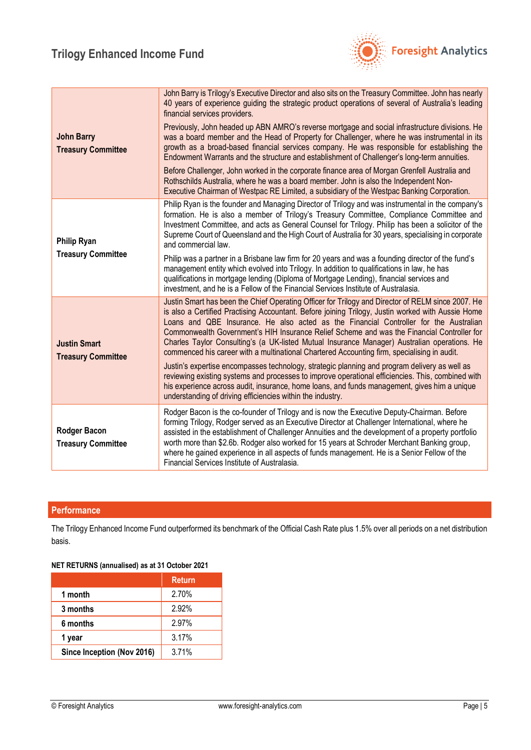| | |
|---|---|
| **John Barry**<br>**Treasury Committee** | John Barry is Trilogy's Executive Director and also sits on the Treasury Committee. John has nearly 40 years of experience guiding the strategic product operations of several of Australia's leading financial services providers.<br><br>Previously, John headed up ABN AMRO's reverse mortgage and social infrastructure divisions. He was a board member and the Head of Property for Challenger, where he was instrumental in its growth as a broad-based financial services company. He was responsible for establishing the Endowment Warrants and the structure and establishment of Challenger's long-term annuities.<br><br>Before Challenger, John worked in the corporate finance area of Morgan Grenfell Australia and Rothschilds Australia, where he was a board member. John is also the Independent Non-Executive Chairman of Westpac RE Limited, a subsidiary of the Westpac Banking Corporation. |
| **Philip Ryan**<br>**Treasury Committee** | Philip Ryan is the founder and Managing Director of Trilogy and was instrumental in the company's formation. He is also a member of Trilogy's Treasury Committee, Compliance Committee and Investment Committee, and acts as General Counsel for Trilogy. Philip has been a solicitor of the Supreme Court of Queensland and the High Court of Australia for 30 years, specialising in corporate and commercial law.<br><br>Philip was a partner in a Brisbane law firm for 20 years and was a founding director of the fund's management entity which evolved into Trilogy. In addition to qualifications in law, he has qualifications in mortgage lending (Diploma of Mortgage Lending), financial services and investment, and he is a Fellow of the Financial Services Institute of Australasia. |
| **Justin Smart**<br>**Treasury Committee** | Justin Smart has been the Chief Operating Officer for Trilogy and Director of RELM since 2007. He is also a Certified Practising Accountant. Before joining Trilogy, Justin worked with Aussie Home Loans and QBE Insurance. He also acted as the Financial Controller for the Australian Commonwealth Government's HIH Insurance Relief Scheme and was the Financial Controller for Charles Taylor Consulting's (a UK-listed Mutual Insurance Manager) Australian operations. He commenced his career with a multinational Chartered Accounting firm, specialising in audit.<br><br>Justin's expertise encompasses technology, strategic planning and program delivery as well as reviewing existing systems and processes to improve operational efficiencies. This, combined with his experience across audit, insurance, home loans, and funds management, gives him a unique understanding of driving efficiencies within the industry. |
| **Rodger Bacon**<br>**Treasury Committee** | Rodger Bacon is the co-founder of Trilogy and is now the Executive Deputy-Chairman. Before forming Trilogy, Rodger served as an Executive Director at Challenger International, where he assisted in the establishment of Challenger Annuities and the development of a property portfolio worth more than $2.6b. Rodger also worked for 15 years at Schroder Merchant Banking group, where he gained experience in all aspects of funds management. He is a Senior Fellow of the Financial Services Institute of Australasia. |

## Performance

The Trilogy Enhanced Income Fund outperformed its benchmark of the Official Cash Rate plus 1.5% over all periods on a net distribution basis.

**NET RETURNS (annualised) as at 31 October 2021**

| | Return |
|---|---|
| **1 month** | 2.70% |
| **3 months** | 2.92% |
| **6 months** | 2.97% |
| **1 year** | 3.17% |
| **Since Inception (Nov 2016)** | 3.71% |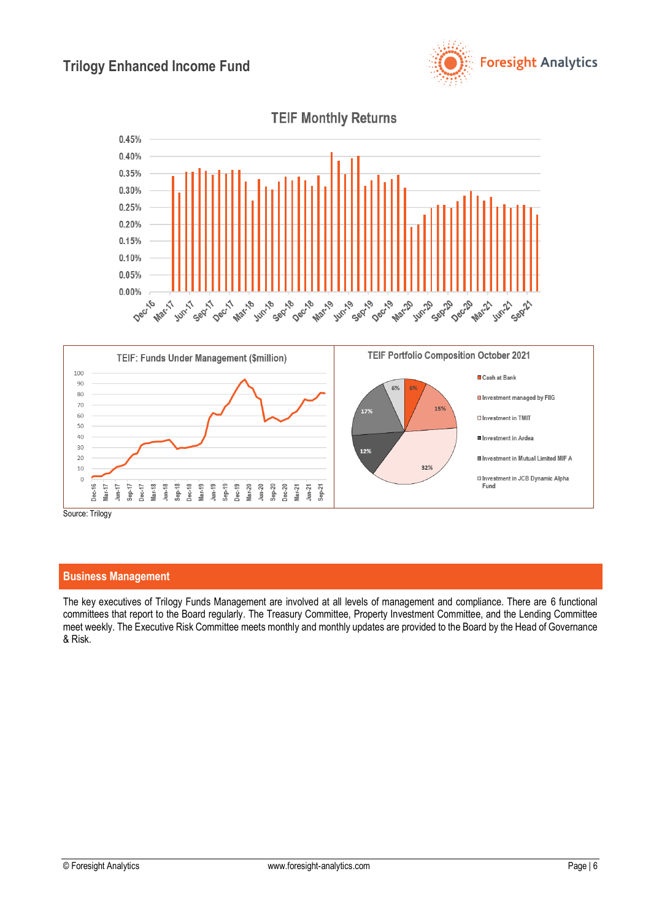TEIF Monthly Returns

TEIF: Funds Under Management ($million)

TEIF Portfolio Composition October 2021

- Cash at Bank
- Investment managed by FIIG
- Investment in TMIT
- Investment in Ardea
- Investment in Mutual Limited MIF A
- Investment in JCB Dynamic Alpha Fund

Source: Trilogy

## Business Management

The key executives of Trilogy Funds Management are involved at all levels of management and compliance. There are 6 functional committees that report to the Board regularly. The Treasury Committee, Property Investment Committee, and the Lending Committee meet weekly. The Executive Risk Committee meets monthly and monthly updates are provided to the Board by the Head of Governance & Risk.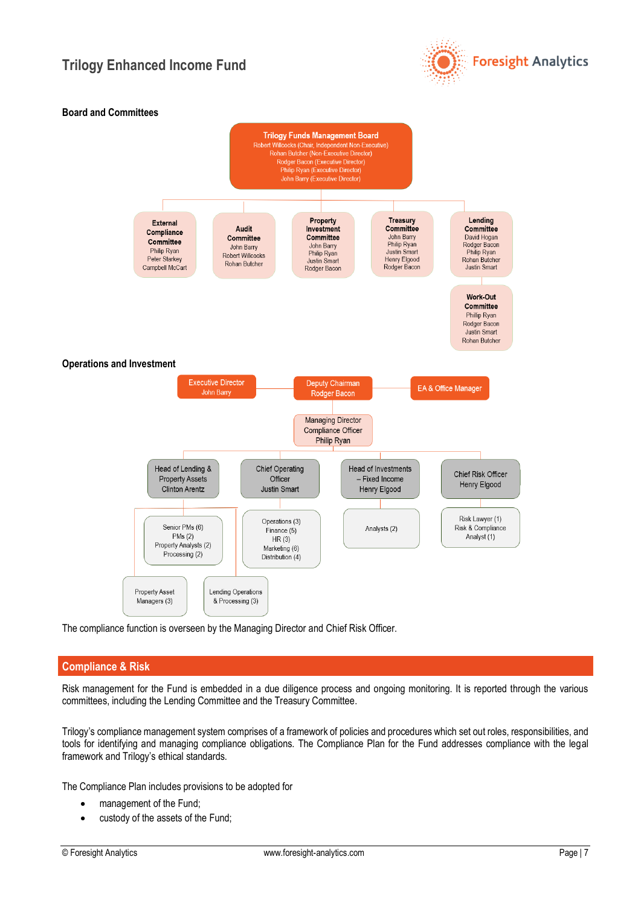## Board and Committees

**Trilogy Funds Management Board**
Robert Willcocks (Chair, Independent Non-Executive)
Rohan Butcher (Non-Executive Director)
Rodger Bacon (Executive Director)
Philip Ryan (Executive Director)
John Barry (Executive Director)

**External Compliance Committee**
Philip Ryan
Peter Starkey
Campbell McCart

**Audit Committee**
John Barry
Robert Willcocks
Rohan Butcher

**Property Investment Committee**
John Barry
Philip Ryan
Justin Smart
Rodger Bacon

**Treasury Committee**
John Barry
Philip Ryan
Justin Smart
Henry Elgood
Rodger Bacon

**Lending Committee**
David Hogan
Rodger Bacon
Philip Ryan
Rohan Butcher
Justin Smart

**Work-Out Committee**
Phillip Ryan
Rodger Bacon
Justin Smart
Rohan Butcher

## Operations and Investment

- Executive Director – John Barry
- Deputy Chairman – Rodger Bacon
- EA & Office Manager
- Managing Director, Compliance Officer – Philip Ryan
  - Head of Lending & Property Assets – Clinton Arentz
    - Senior PMs (6), PMs (2), Property Analysts (2), Processing (2)
    - Property Asset Managers (3)
    - Lending Operations & Processing (3)
  - Chief Operating Officer – Justin Smart
    - Operations (3), Finance (5), HR (3), Marketing (6), Distribution (4)
  - Head of Investments – Fixed Income – Henry Elgood
    - Analysts (2)
  - Chief Risk Officer – Henry Elgood
    - Risk Lawyer (1), Risk & Compliance Analyst (1)

The compliance function is overseen by the Managing Director and Chief Risk Officer.

## Compliance & Risk

Risk management for the Fund is embedded in a due diligence process and ongoing monitoring. It is reported through the various committees, including the Lending Committee and the Treasury Committee.

Trilogy's compliance management system comprises of a framework of policies and procedures which set out roles, responsibilities, and tools for identifying and managing compliance obligations. The Compliance Plan for the Fund addresses compliance with the legal framework and Trilogy's ethical standards.

The Compliance Plan includes provisions to be adopted for

- management of the Fund;
- custody of the assets of the Fund;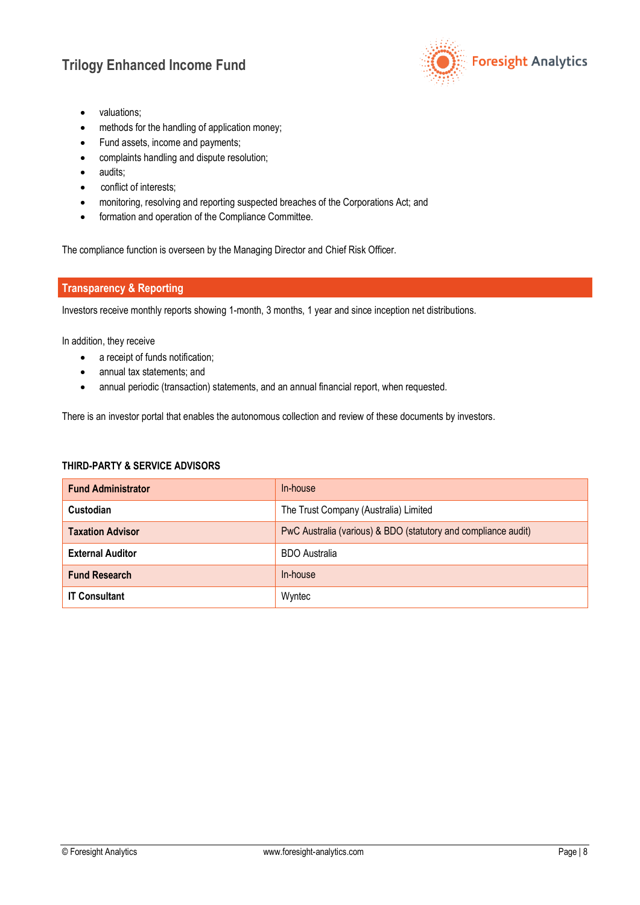- valuations;
- methods for the handling of application money;
- Fund assets, income and payments;
- complaints handling and dispute resolution;
- audits;
- conflict of interests;
- monitoring, resolving and reporting suspected breaches of the Corporations Act; and
- formation and operation of the Compliance Committee.

The compliance function is overseen by the Managing Director and Chief Risk Officer.

## Transparency & Reporting

Investors receive monthly reports showing 1-month, 3 months, 1 year and since inception net distributions.

In addition, they receive

- a receipt of funds notification;
- annual tax statements; and
- annual periodic (transaction) statements, and an annual financial report, when requested.

There is an investor portal that enables the autonomous collection and review of these documents by investors.

### THIRD-PARTY & SERVICE ADVISORS

| | |
|---|---|
| **Fund Administrator** | In-house |
| **Custodian** | The Trust Company (Australia) Limited |
| **Taxation Advisor** | PwC Australia (various) & BDO (statutory and compliance audit) |
| **External Auditor** | BDO Australia |
| **Fund Research** | In-house |
| **IT Consultant** | Wyntec |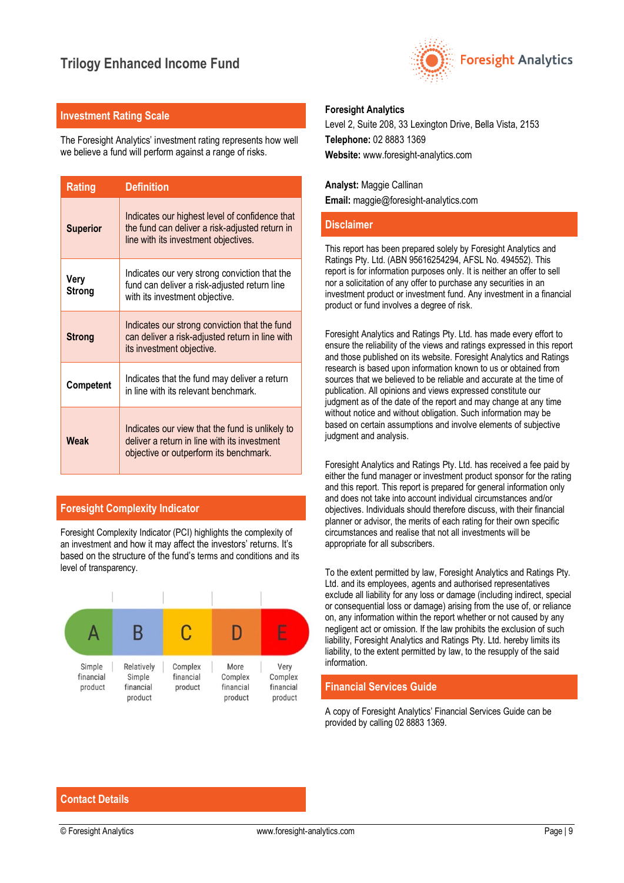## Investment Rating Scale

The Foresight Analytics' investment rating represents how well we believe a fund will perform against a range of risks.

| Rating | Definition |
|---|---|
| **Superior** | Indicates our highest level of confidence that the fund can deliver a risk-adjusted return in line with its investment objectives. |
| **Very Strong** | Indicates our very strong conviction that the fund can deliver a risk-adjusted return line with its investment objective. |
| **Strong** | Indicates our strong conviction that the fund can deliver a risk-adjusted return in line with its investment objective. |
| **Competent** | Indicates that the fund may deliver a return in line with its relevant benchmark. |
| **Weak** | Indicates our view that the fund is unlikely to deliver a return in line with its investment objective or outperform its benchmark. |

## Foresight Complexity Indicator

Foresight Complexity Indicator (PCI) highlights the complexity of an investment and how it may affect the investors' returns. It's based on the structure of the fund's terms and conditions and its level of transparency.

A
Simple financial product

B
Relatively Simple financial product

C
Complex financial product

D
More Complex financial product

E
Very Complex financial product

## Contact Details

**Foresight Analytics**
Level 2, Suite 208, 33 Lexington Drive, Bella Vista, 2153
**Telephone:** 02 8883 1369
**Website:** www.foresight-analytics.com

**Analyst:** Maggie Callinan
**Email:** maggie@foresight-analytics.com

## Disclaimer

This report has been prepared solely by Foresight Analytics and Ratings Pty. Ltd. (ABN 95616254294, AFSL No. 494552). This report is for information purposes only. It is neither an offer to sell nor a solicitation of any offer to purchase any securities in an investment product or investment fund. Any investment in a financial product or fund involves a degree of risk.

Foresight Analytics and Ratings Pty. Ltd. has made every effort to ensure the reliability of the views and ratings expressed in this report and those published on its website. Foresight Analytics and Ratings research is based upon information known to us or obtained from sources that we believed to be reliable and accurate at the time of publication. All opinions and views expressed constitute our judgment as of the date of the report and may change at any time without notice and without obligation. Such information may be based on certain assumptions and involve elements of subjective judgment and analysis.

Foresight Analytics and Ratings Pty. Ltd. has received a fee paid by either the fund manager or investment product sponsor for the rating and this report. This report is prepared for general information only and does not take into account individual circumstances and/or objectives. Individuals should therefore discuss, with their financial planner or advisor, the merits of each rating for their own specific circumstances and realise that not all investments will be appropriate for all subscribers.

To the extent permitted by law, Foresight Analytics and Ratings Pty. Ltd. and its employees, agents and authorised representatives exclude all liability for any loss or damage (including indirect, special or consequential loss or damage) arising from the use of, or reliance on, any information within the report whether or not caused by any negligent act or omission. If the law prohibits the exclusion of such liability, Foresight Analytics and Ratings Pty. Ltd. hereby limits its liability, to the extent permitted by law, to the resupply of the said information.

## Financial Services Guide

A copy of Foresight Analytics' Financial Services Guide can be provided by calling 02 8883 1369.